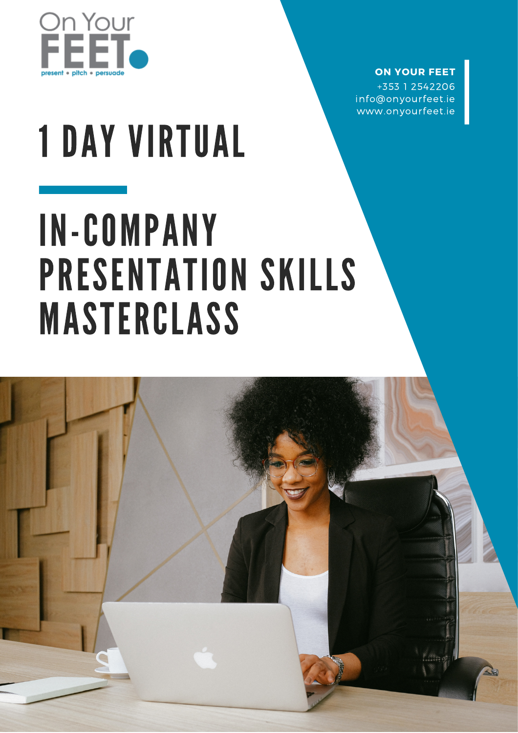On Your FEET

present • pitch • persuade

**ON YOUR FEET**
+353 1 2542206
info@onyourfeet.ie
www.onyourfeet.ie

# 1 DAY VIRTUAL

# IN-COMPANY PRESENTATION SKILLS MASTERCLASS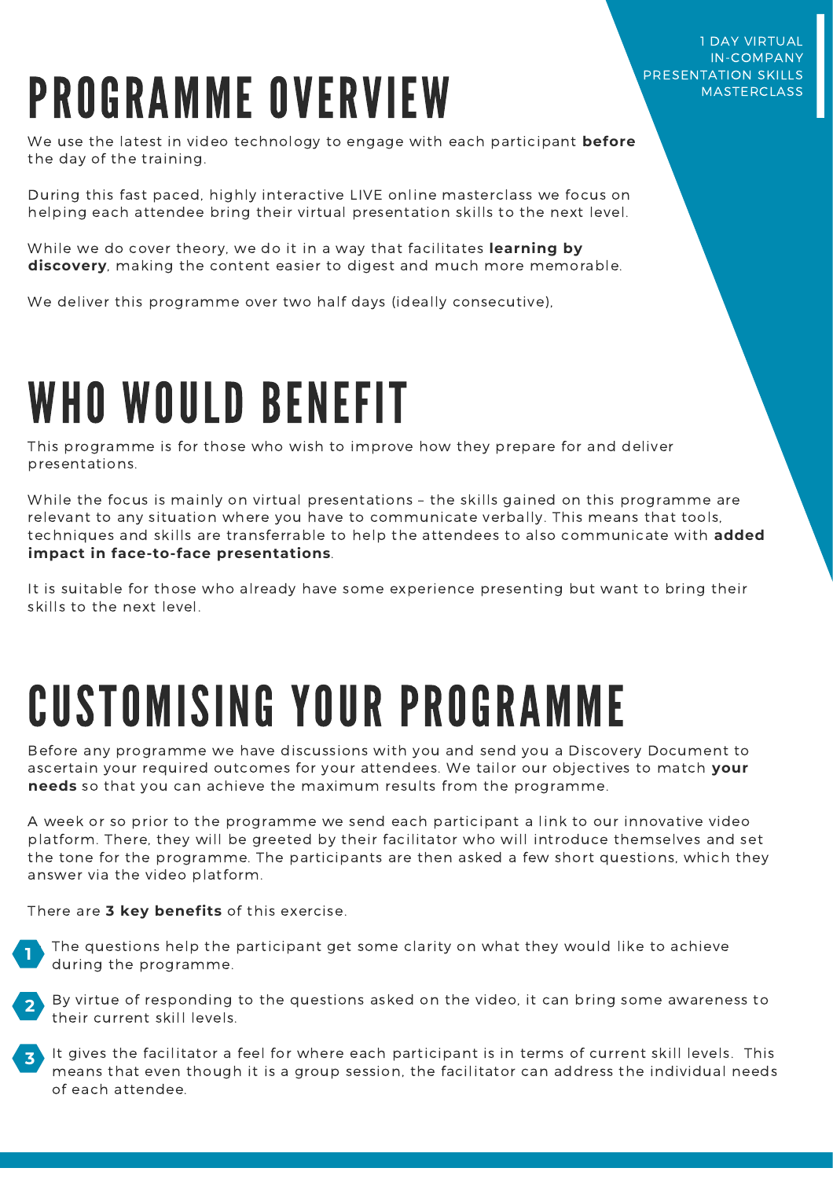# PROGRAMME OVERVIEW

We use the latest in video technology to engage with each participant **before** the day of the training.

During this fast paced, highly interactive LIVE online masterclass we focus on helping each attendee bring their virtual presentation skills to the next level.

While we do cover theory, we do it in a way that facilitates **learning by discovery**, making the content easier to digest and much more memorable.

We deliver this programme over two half days (ideally consecutive),

# WHO WOULD BENEFIT

This programme is for those who wish to improve how they prepare for and deliver presentations.

While the focus is mainly on virtual presentations – the skills gained on this programme are relevant to any situation where you have to communicate verbally. This means that tools, techniques and skills are transferrable to help the attendees to also communicate with **added impact in face-to-face presentations**.

It is suitable for those who already have some experience presenting but want to bring their skills to the next level.

# CUSTOMISING YOUR PROGRAMME

Before any programme we have discussions with you and send you a Discovery Document to ascertain your required outcomes for your attendees. We tailor our objectives to match **your needs** so that you can achieve the maximum results from the programme.

A week or so prior to the programme we send each participant a link to our innovative video platform. There, they will be greeted by their facilitator who will introduce themselves and set the tone for the programme. The participants are then asked a few short questions, which they answer via the video platform.

There are **3 key benefits** of this exercise.

1. The questions help the participant get some clarity on what they would like to achieve during the programme.
2. By virtue of responding to the questions asked on the video, it can bring some awareness to their current skill levels.
3. It gives the facilitator a feel for where each participant is in terms of current skill levels. This means that even though it is a group session, the facilitator can address the individual needs of each attendee.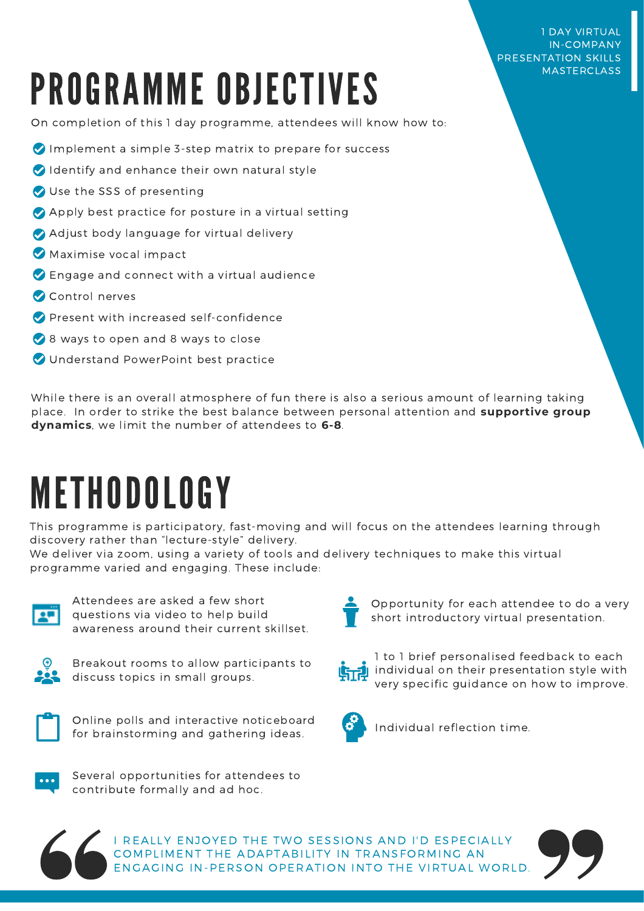1 DAY VIRTUAL IN-COMPANY PRESENTATION SKILLS MASTERCLASS

# PROGRAMME OBJECTIVES

On completion of this 1 day programme, attendees will know how to:

- Implement a simple 3-step matrix to prepare for success
- Identify and enhance their own natural style
- Use the SSS of presenting
- Apply best practice for posture in a virtual setting
- Adjust body language for virtual delivery
- Maximise vocal impact
- Engage and connect with a virtual audience
- Control nerves
- Present with increased self-confidence
- 8 ways to open and 8 ways to close
- Understand PowerPoint best practice

While there is an overall atmosphere of fun there is also a serious amount of learning taking place. In order to strike the best balance between personal attention and **supportive group dynamics**, we limit the number of attendees to **6-8**.

# METHODOLOGY

This programme is participatory, fast-moving and will focus on the attendees learning through discovery rather than "lecture-style" delivery.
We deliver via zoom, using a variety of tools and delivery techniques to make this virtual programme varied and engaging. These include:

- Attendees are asked a few short questions via video to help build awareness around their current skillset.
- Breakout rooms to allow participants to discuss topics in small groups.
- Online polls and interactive noticeboard for brainstorming and gathering ideas.
- Several opportunities for attendees to contribute formally and ad hoc.
- Opportunity for each attendee to do a very short introductory virtual presentation.
- 1 to 1 brief personalised feedback to each individual on their presentation style with very specific guidance on how to improve.
- Individual reflection time.

> I REALLY ENJOYED THE TWO SESSIONS AND I'D ESPECIALLY COMPLIMENT THE ADAPTABILITY IN TRANSFORMING AN ENGAGING IN-PERSON OPERATION INTO THE VIRTUAL WORLD.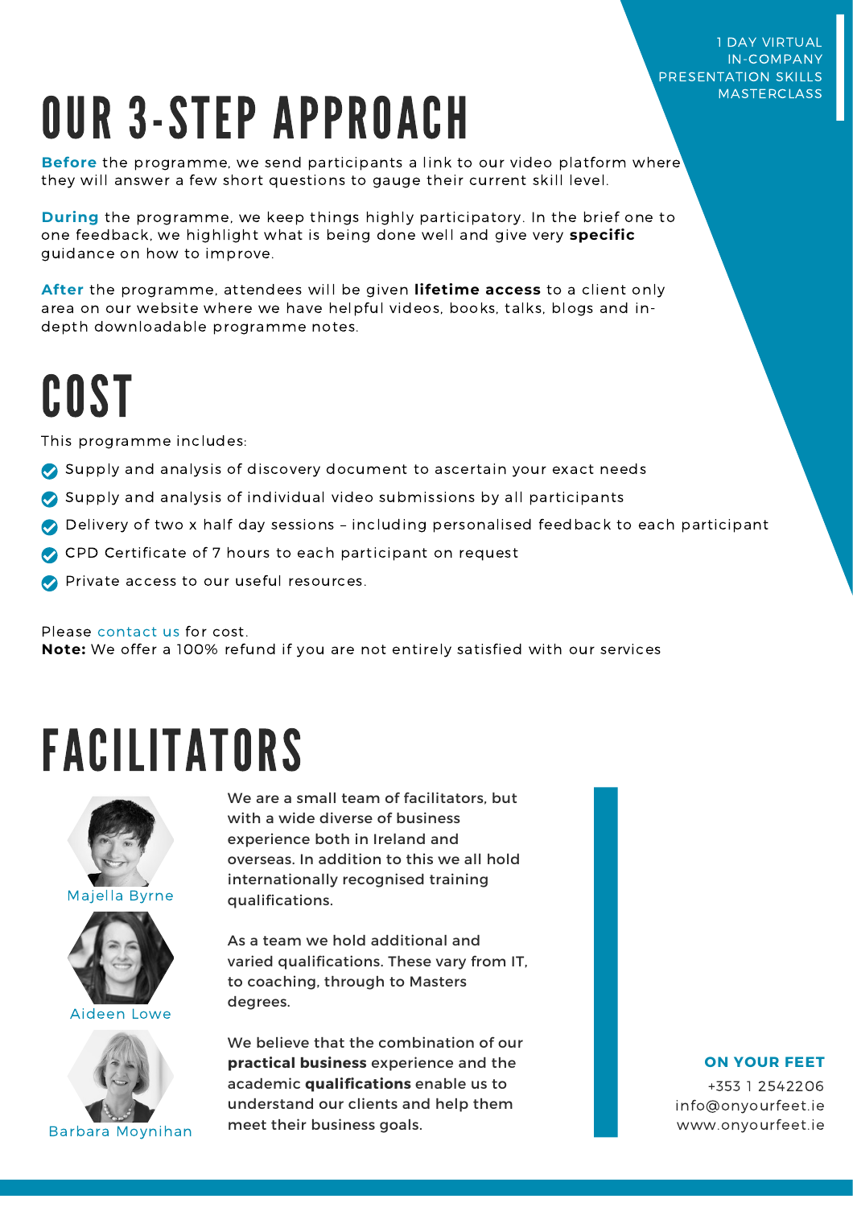1 DAY VIRTUAL IN-COMPANY PRESENTATION SKILLS MASTERCLASS

# OUR 3-STEP APPROACH

**Before** the programme, we send participants a link to our video platform where they will answer a few short questions to gauge their current skill level.

**During** the programme, we keep things highly participatory. In the brief one to one feedback, we highlight what is being done well and give very **specific** guidance on how to improve.

**After** the programme, attendees will be given **lifetime access** to a client only area on our website where we have helpful videos, books, talks, blogs and in-depth downloadable programme notes.

# COST

This programme includes:

- Supply and analysis of discovery document to ascertain your exact needs
- Supply and analysis of individual video submissions by all participants
- Delivery of two x half day sessions – including personalised feedback to each participant
- CPD Certificate of 7 hours to each participant on request
- Private access to our useful resources.

Please contact us for cost.
**Note:** We offer a 100% refund if you are not entirely satisfied with our services

# FACILITATORS

Majella Byrne

Aideen Lowe

Barbara Moynihan

We are a small team of facilitators, but with a wide diverse of business experience both in Ireland and overseas. In addition to this we all hold internationally recognised training qualifications.

As a team we hold additional and varied qualifications. These vary from IT, to coaching, through to Masters degrees.

We believe that the combination of our **practical business** experience and the academic **qualifications** enable us to understand our clients and help them meet their business goals.

**ON YOUR FEET**
+353 1 2542206
info@onyourfeet.ie
www.onyourfeet.ie